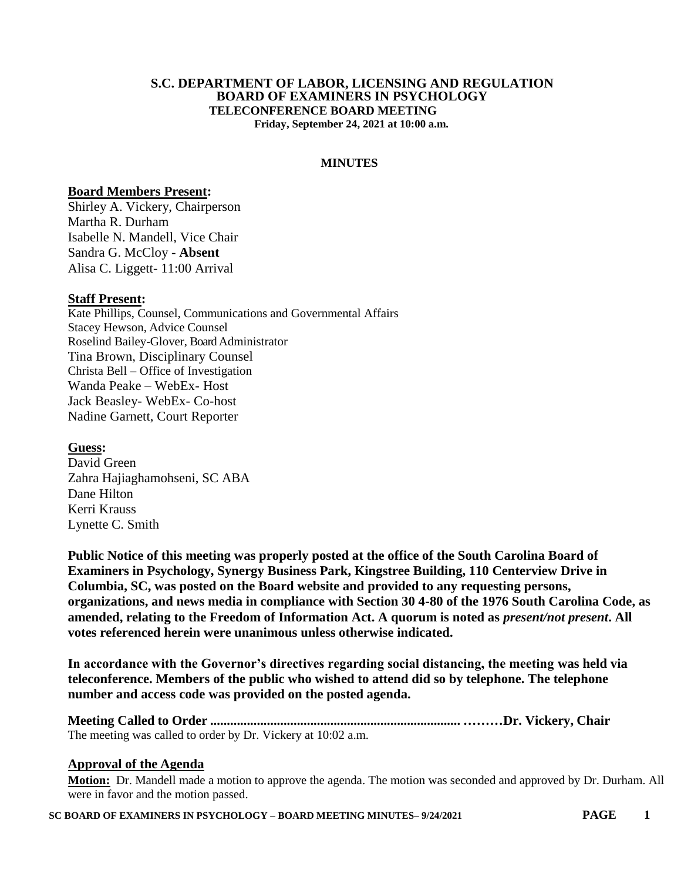# S.C. DEPARTMENT OF LABOR, LICENSING AND REGULATION
## BOARD OF EXAMINERS IN PSYCHOLOGY
### TELECONFERENCE BOARD MEETING
**Friday, September 24, 2021 at 10:00 a.m.**

**MINUTES**

**Board Members Present:**

Shirley A. Vickery, Chairperson
Martha R. Durham
Isabelle N. Mandell, Vice Chair
Sandra G. McCloy - **Absent**
Alisa C. Liggett- 11:00 Arrival

**Staff Present:**

Kate Phillips, Counsel, Communications and Governmental Affairs
Stacey Hewson, Advice Counsel
Roselind Bailey-Glover, Board Administrator
Tina Brown, Disciplinary Counsel
Christa Bell – Office of Investigation
Wanda Peake – WebEx- Host
Jack Beasley- WebEx- Co-host
Nadine Garnett, Court Reporter

**Guess:**

David Green
Zahra Hajiaghamohseni, SC ABA
Dane Hilton
Kerri Krauss
Lynette C. Smith

**Public Notice of this meeting was properly posted at the office of the South Carolina Board of Examiners in Psychology, Synergy Business Park, Kingstree Building, 110 Centerview Drive in Columbia, SC, was posted on the Board website and provided to any requesting persons, organizations, and news media in compliance with Section 30 4-80 of the 1976 South Carolina Code, as amended, relating to the Freedom of Information Act. A quorum is noted as *present/not present*. All votes referenced herein were unanimous unless otherwise indicated.**

**In accordance with the Governor's directives regarding social distancing, the meeting was held via teleconference. Members of the public who wished to attend did so by telephone. The telephone number and access code was provided on the posted agenda.**

**Meeting Called to Order ........................................................................... ………Dr. Vickery, Chair**

The meeting was called to order by Dr. Vickery at 10:02 a.m.

**Approval of the Agenda**

**Motion:** Dr. Mandell made a motion to approve the agenda. The motion was seconded and approved by Dr. Durham. All were in favor and the motion passed.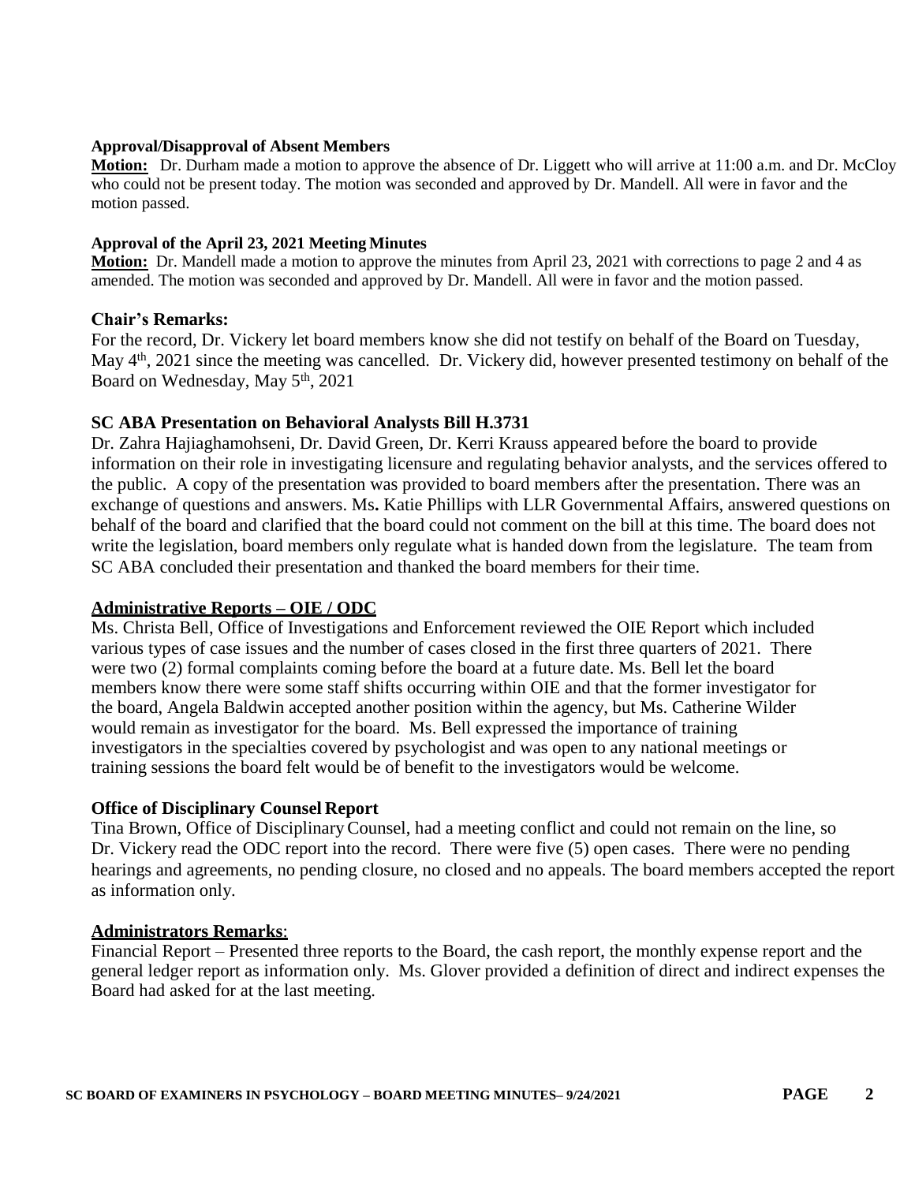**Approval/Disapproval of Absent Members**

**Motion:** Dr. Durham made a motion to approve the absence of Dr. Liggett who will arrive at 11:00 a.m. and Dr. McCloy who could not be present today. The motion was seconded and approved by Dr. Mandell. All were in favor and the motion passed.

**Approval of the April 23, 2021 Meeting Minutes**

**Motion:** Dr. Mandell made a motion to approve the minutes from April 23, 2021 with corrections to page 2 and 4 as amended. The motion was seconded and approved by Dr. Mandell. All were in favor and the motion passed.

### Chair's Remarks:

For the record, Dr. Vickery let board members know she did not testify on behalf of the Board on Tuesday, May 4th, 2021 since the meeting was cancelled. Dr. Vickery did, however presented testimony on behalf of the Board on Wednesday, May 5th, 2021

### SC ABA Presentation on Behavioral Analysts Bill H.3731

Dr. Zahra Hajiaghamohseni, Dr. David Green, Dr. Kerri Krauss appeared before the board to provide information on their role in investigating licensure and regulating behavior analysts, and the services offered to the public. A copy of the presentation was provided to board members after the presentation. There was an exchange of questions and answers. Ms**.** Katie Phillips with LLR Governmental Affairs, answered questions on behalf of the board and clarified that the board could not comment on the bill at this time. The board does not write the legislation, board members only regulate what is handed down from the legislature. The team from SC ABA concluded their presentation and thanked the board members for their time.

### Administrative Reports – OIE / ODC

Ms. Christa Bell, Office of Investigations and Enforcement reviewed the OIE Report which included various types of case issues and the number of cases closed in the first three quarters of 2021. There were two (2) formal complaints coming before the board at a future date. Ms. Bell let the board members know there were some staff shifts occurring within OIE and that the former investigator for the board, Angela Baldwin accepted another position within the agency, but Ms. Catherine Wilder would remain as investigator for the board. Ms. Bell expressed the importance of training investigators in the specialties covered by psychologist and was open to any national meetings or training sessions the board felt would be of benefit to the investigators would be welcome.

### Office of Disciplinary Counsel Report

Tina Brown, Office of Disciplinary Counsel, had a meeting conflict and could not remain on the line, so Dr. Vickery read the ODC report into the record. There were five (5) open cases. There were no pending hearings and agreements, no pending closure, no closed and no appeals. The board members accepted the report as information only.

### Administrators Remarks:

Financial Report – Presented three reports to the Board, the cash report, the monthly expense report and the general ledger report as information only. Ms. Glover provided a definition of direct and indirect expenses the Board had asked for at the last meeting.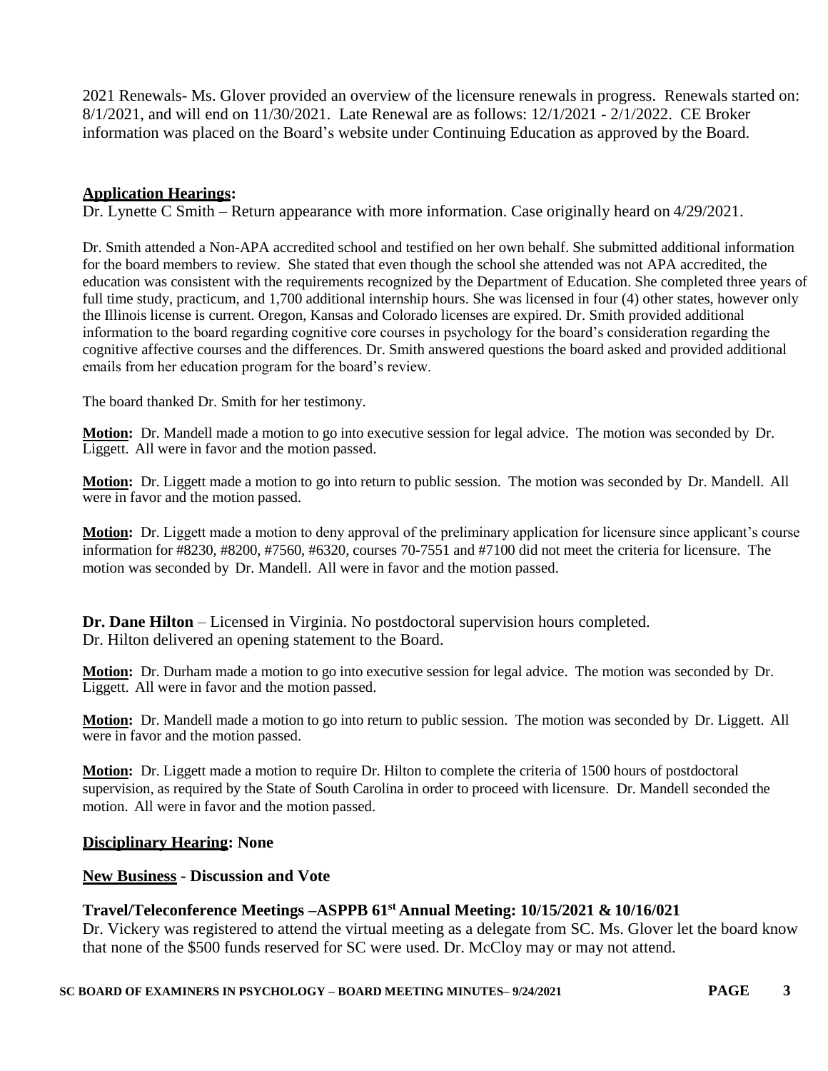2021 Renewals- Ms. Glover provided an overview of the licensure renewals in progress. Renewals started on: 8/1/2021, and will end on 11/30/2021. Late Renewal are as follows: 12/1/2021 - 2/1/2022. CE Broker information was placed on the Board's website under Continuing Education as approved by the Board.

**Application Hearings:**

Dr. Lynette C Smith – Return appearance with more information. Case originally heard on 4/29/2021.

Dr. Smith attended a Non-APA accredited school and testified on her own behalf. She submitted additional information for the board members to review. She stated that even though the school she attended was not APA accredited, the education was consistent with the requirements recognized by the Department of Education. She completed three years of full time study, practicum, and 1,700 additional internship hours. She was licensed in four (4) other states, however only the Illinois license is current. Oregon, Kansas and Colorado licenses are expired. Dr. Smith provided additional information to the board regarding cognitive core courses in psychology for the board's consideration regarding the cognitive affective courses and the differences. Dr. Smith answered questions the board asked and provided additional emails from her education program for the board's review.

The board thanked Dr. Smith for her testimony.

**Motion:** Dr. Mandell made a motion to go into executive session for legal advice. The motion was seconded by Dr. Liggett. All were in favor and the motion passed.

**Motion:** Dr. Liggett made a motion to go into return to public session. The motion was seconded by Dr. Mandell. All were in favor and the motion passed.

**Motion:** Dr. Liggett made a motion to deny approval of the preliminary application for licensure since applicant's course information for #8230, #8200, #7560, #6320, courses 70-7551 and #7100 did not meet the criteria for licensure. The motion was seconded by Dr. Mandell. All were in favor and the motion passed.

**Dr. Dane Hilton** – Licensed in Virginia. No postdoctoral supervision hours completed.
Dr. Hilton delivered an opening statement to the Board.

**Motion:** Dr. Durham made a motion to go into executive session for legal advice. The motion was seconded by Dr. Liggett. All were in favor and the motion passed.

**Motion:** Dr. Mandell made a motion to go into return to public session. The motion was seconded by Dr. Liggett. All were in favor and the motion passed.

**Motion:** Dr. Liggett made a motion to require Dr. Hilton to complete the criteria of 1500 hours of postdoctoral supervision, as required by the State of South Carolina in order to proceed with licensure. Dr. Mandell seconded the motion. All were in favor and the motion passed.

**Disciplinary Hearing: None**

**New Business - Discussion and Vote**

**Travel/Teleconference Meetings –ASPPB 61st Annual Meeting: 10/15/2021 & 10/16/021**

Dr. Vickery was registered to attend the virtual meeting as a delegate from SC. Ms. Glover let the board know that none of the $500 funds reserved for SC were used. Dr. McCloy may or may not attend.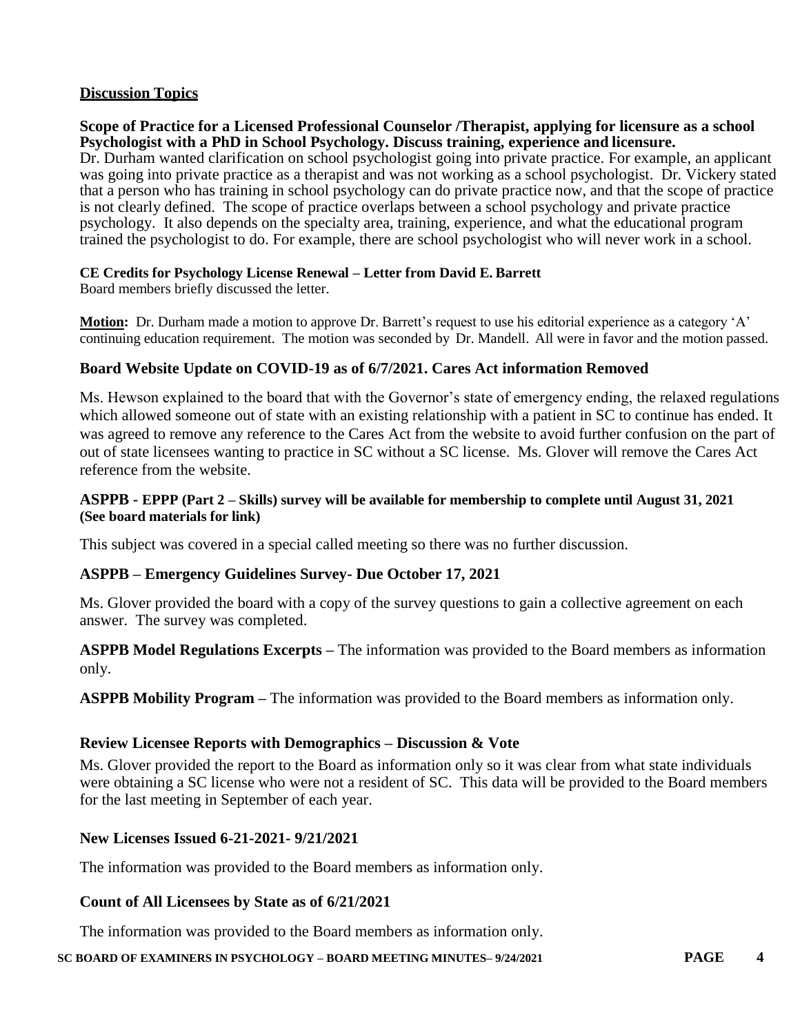## Discussion Topics

### Scope of Practice for a Licensed Professional Counselor /Therapist, applying for licensure as a school Psychologist with a PhD in School Psychology. Discuss training, experience and licensure.

Dr. Durham wanted clarification on school psychologist going into private practice. For example, an applicant was going into private practice as a therapist and was not working as a school psychologist. Dr. Vickery stated that a person who has training in school psychology can do private practice now, and that the scope of practice is not clearly defined. The scope of practice overlaps between a school psychology and private practice psychology. It also depends on the specialty area, training, experience, and what the educational program trained the psychologist to do. For example, there are school psychologist who will never work in a school.

### CE Credits for Psychology License Renewal – Letter from David E. Barrett

Board members briefly discussed the letter.

**Motion:** Dr. Durham made a motion to approve Dr. Barrett's request to use his editorial experience as a category 'A' continuing education requirement. The motion was seconded by Dr. Mandell. All were in favor and the motion passed.

### Board Website Update on COVID-19 as of 6/7/2021. Cares Act information Removed

Ms. Hewson explained to the board that with the Governor's state of emergency ending, the relaxed regulations which allowed someone out of state with an existing relationship with a patient in SC to continue has ended. It was agreed to remove any reference to the Cares Act from the website to avoid further confusion on the part of out of state licensees wanting to practice in SC without a SC license. Ms. Glover will remove the Cares Act reference from the website.

### ASPPB - EPPP (Part 2 – Skills) survey will be available for membership to complete until August 31, 2021 (See board materials for link)

This subject was covered in a special called meeting so there was no further discussion.

### ASPPB – Emergency Guidelines Survey- Due October 17, 2021

Ms. Glover provided the board with a copy of the survey questions to gain a collective agreement on each answer. The survey was completed.

**ASPPB Model Regulations Excerpts –** The information was provided to the Board members as information only.

**ASPPB Mobility Program –** The information was provided to the Board members as information only.

### Review Licensee Reports with Demographics – Discussion & Vote

Ms. Glover provided the report to the Board as information only so it was clear from what state individuals were obtaining a SC license who were not a resident of SC. This data will be provided to the Board members for the last meeting in September of each year.

### New Licenses Issued 6-21-2021- 9/21/2021

The information was provided to the Board members as information only.

### Count of All Licensees by State as of 6/21/2021

The information was provided to the Board members as information only.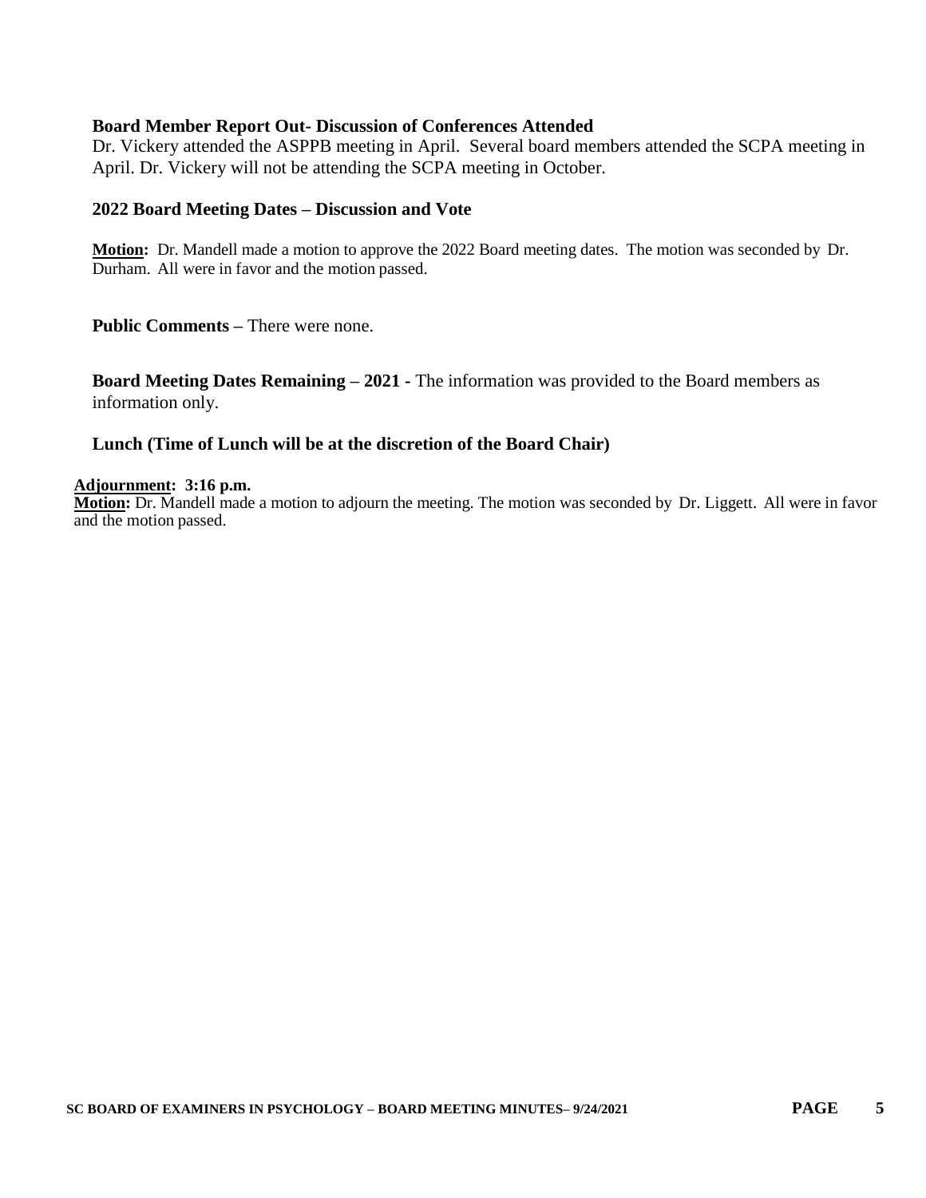**Board Member Report Out- Discussion of Conferences Attended**
Dr. Vickery attended the ASPPB meeting in April. Several board members attended the SCPA meeting in April. Dr. Vickery will not be attending the SCPA meeting in October.

**2022 Board Meeting Dates – Discussion and Vote**

**Motion:** Dr. Mandell made a motion to approve the 2022 Board meeting dates. The motion was seconded by Dr. Durham. All were in favor and the motion passed.

**Public Comments –** There were none.

**Board Meeting Dates Remaining – 2021 -** The information was provided to the Board members as information only.

**Lunch (Time of Lunch will be at the discretion of the Board Chair)**

**Adjournment: 3:16 p.m.**
**Motion:** Dr. Mandell made a motion to adjourn the meeting. The motion was seconded by Dr. Liggett. All were in favor and the motion passed.